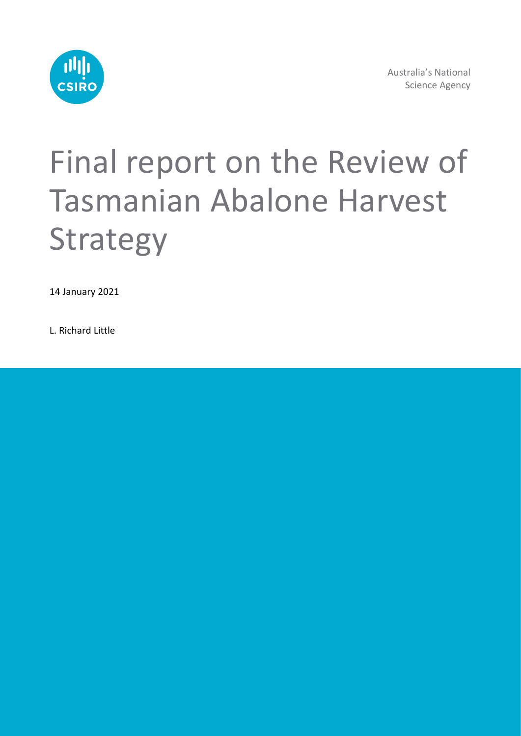Australia's National Science Agency

# Final report on the Review of Tasmanian Abalone Harvest Strategy

14 January 2021

L. Richard Little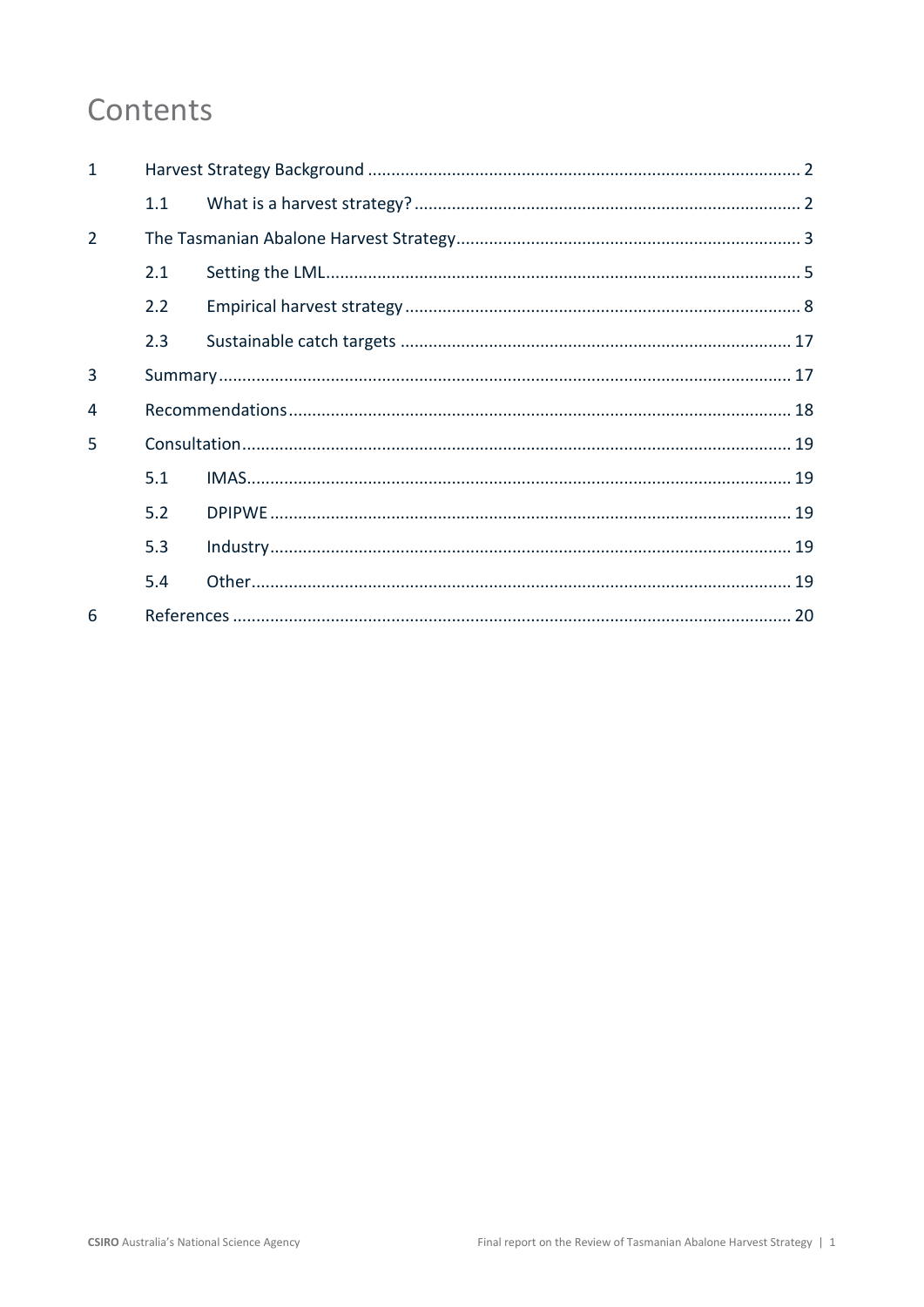# Contents

| | | | |
|---|---|---|---|
| 1 | | Harvest Strategy Background | 2 |
| | 1.1 | What is a harvest strategy? | 2 |
| 2 | | The Tasmanian Abalone Harvest Strategy | 3 |
| | 2.1 | Setting the LML | 5 |
| | 2.2 | Empirical harvest strategy | 8 |
| | 2.3 | Sustainable catch targets | 17 |
| 3 | | Summary | 17 |
| 4 | | Recommendations | 18 |
| 5 | | Consultation | 19 |
| | 5.1 | IMAS | 19 |
| | 5.2 | DPIPWE | 19 |
| | 5.3 | Industry | 19 |
| | 5.4 | Other | 19 |
| 6 | | References | 20 |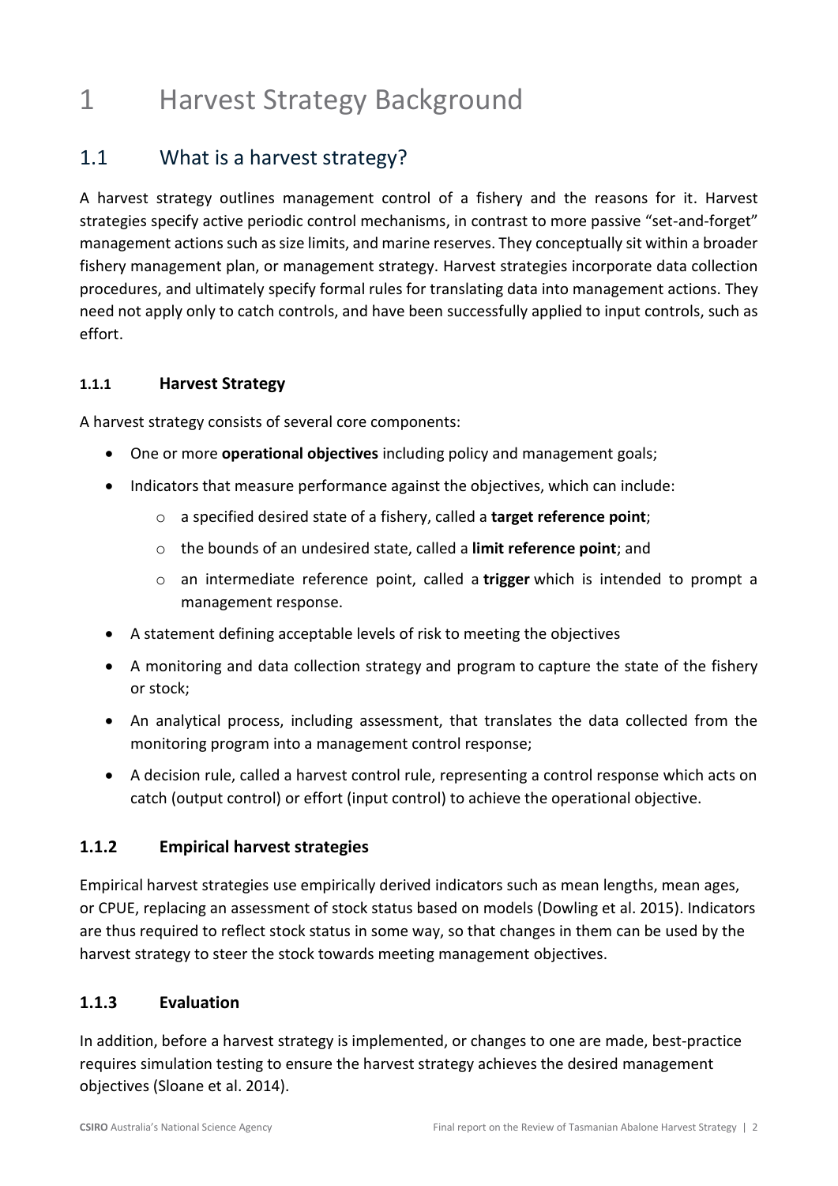# 1 Harvest Strategy Background

## 1.1 What is a harvest strategy?

A harvest strategy outlines management control of a fishery and the reasons for it. Harvest strategies specify active periodic control mechanisms, in contrast to more passive "set-and-forget" management actions such as size limits, and marine reserves. They conceptually sit within a broader fishery management plan, or management strategy. Harvest strategies incorporate data collection procedures, and ultimately specify formal rules for translating data into management actions. They need not apply only to catch controls, and have been successfully applied to input controls, such as effort.

### 1.1.1 Harvest Strategy

A harvest strategy consists of several core components:

- One or more **operational objectives** including policy and management goals;
- Indicators that measure performance against the objectives, which can include:
  - a specified desired state of a fishery, called a **target reference point**;
  - the bounds of an undesired state, called a **limit reference point**; and
  - an intermediate reference point, called a **trigger** which is intended to prompt a management response.
- A statement defining acceptable levels of risk to meeting the objectives
- A monitoring and data collection strategy and program to capture the state of the fishery or stock;
- An analytical process, including assessment, that translates the data collected from the monitoring program into a management control response;
- A decision rule, called a harvest control rule, representing a control response which acts on catch (output control) or effort (input control) to achieve the operational objective.

### 1.1.2 Empirical harvest strategies

Empirical harvest strategies use empirically derived indicators such as mean lengths, mean ages, or CPUE, replacing an assessment of stock status based on models (Dowling et al. 2015). Indicators are thus required to reflect stock status in some way, so that changes in them can be used by the harvest strategy to steer the stock towards meeting management objectives.

### 1.1.3 Evaluation

In addition, before a harvest strategy is implemented, or changes to one are made, best-practice requires simulation testing to ensure the harvest strategy achieves the desired management objectives (Sloane et al. 2014).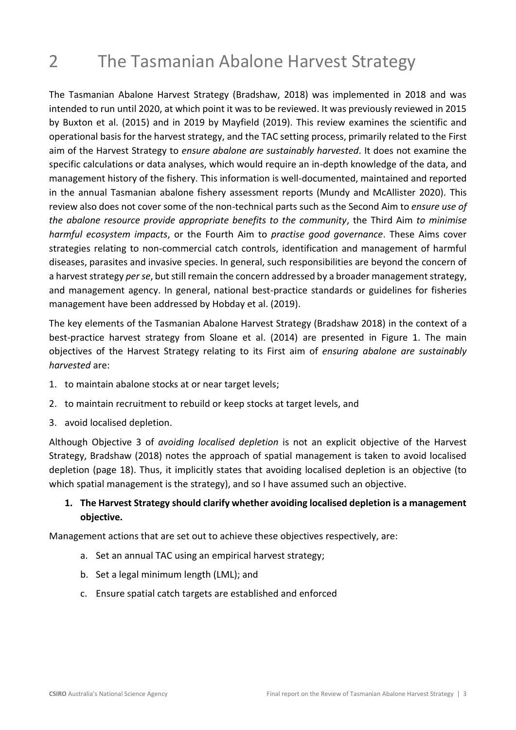# 2 The Tasmanian Abalone Harvest Strategy

The Tasmanian Abalone Harvest Strategy (Bradshaw, 2018) was implemented in 2018 and was intended to run until 2020, at which point it was to be reviewed. It was previously reviewed in 2015 by Buxton et al. (2015) and in 2019 by Mayfield (2019). This review examines the scientific and operational basis for the harvest strategy, and the TAC setting process, primarily related to the First aim of the Harvest Strategy to *ensure abalone are sustainably harvested*. It does not examine the specific calculations or data analyses, which would require an in-depth knowledge of the data, and management history of the fishery. This information is well-documented, maintained and reported in the annual Tasmanian abalone fishery assessment reports (Mundy and McAllister 2020). This review also does not cover some of the non-technical parts such as the Second Aim to *ensure use of the abalone resource provide appropriate benefits to the community*, the Third Aim *to minimise harmful ecosystem impacts*, or the Fourth Aim to *practise good governance*. These Aims cover strategies relating to non-commercial catch controls, identification and management of harmful diseases, parasites and invasive species. In general, such responsibilities are beyond the concern of a harvest strategy *per se*, but still remain the concern addressed by a broader management strategy, and management agency. In general, national best-practice standards or guidelines for fisheries management have been addressed by Hobday et al. (2019).

The key elements of the Tasmanian Abalone Harvest Strategy (Bradshaw 2018) in the context of a best-practice harvest strategy from Sloane et al. (2014) are presented in Figure 1. The main objectives of the Harvest Strategy relating to its First aim of *ensuring abalone are sustainably harvested* are:

1. to maintain abalone stocks at or near target levels;
2. to maintain recruitment to rebuild or keep stocks at target levels, and
3. avoid localised depletion.

Although Objective 3 of *avoiding localised depletion* is not an explicit objective of the Harvest Strategy, Bradshaw (2018) notes the approach of spatial management is taken to avoid localised depletion (page 18). Thus, it implicitly states that avoiding localised depletion is an objective (to which spatial management is the strategy), and so I have assumed such an objective.

1. **The Harvest Strategy should clarify whether avoiding localised depletion is a management objective.**

Management actions that are set out to achieve these objectives respectively, are:

a. Set an annual TAC using an empirical harvest strategy;

b. Set a legal minimum length (LML); and

c. Ensure spatial catch targets are established and enforced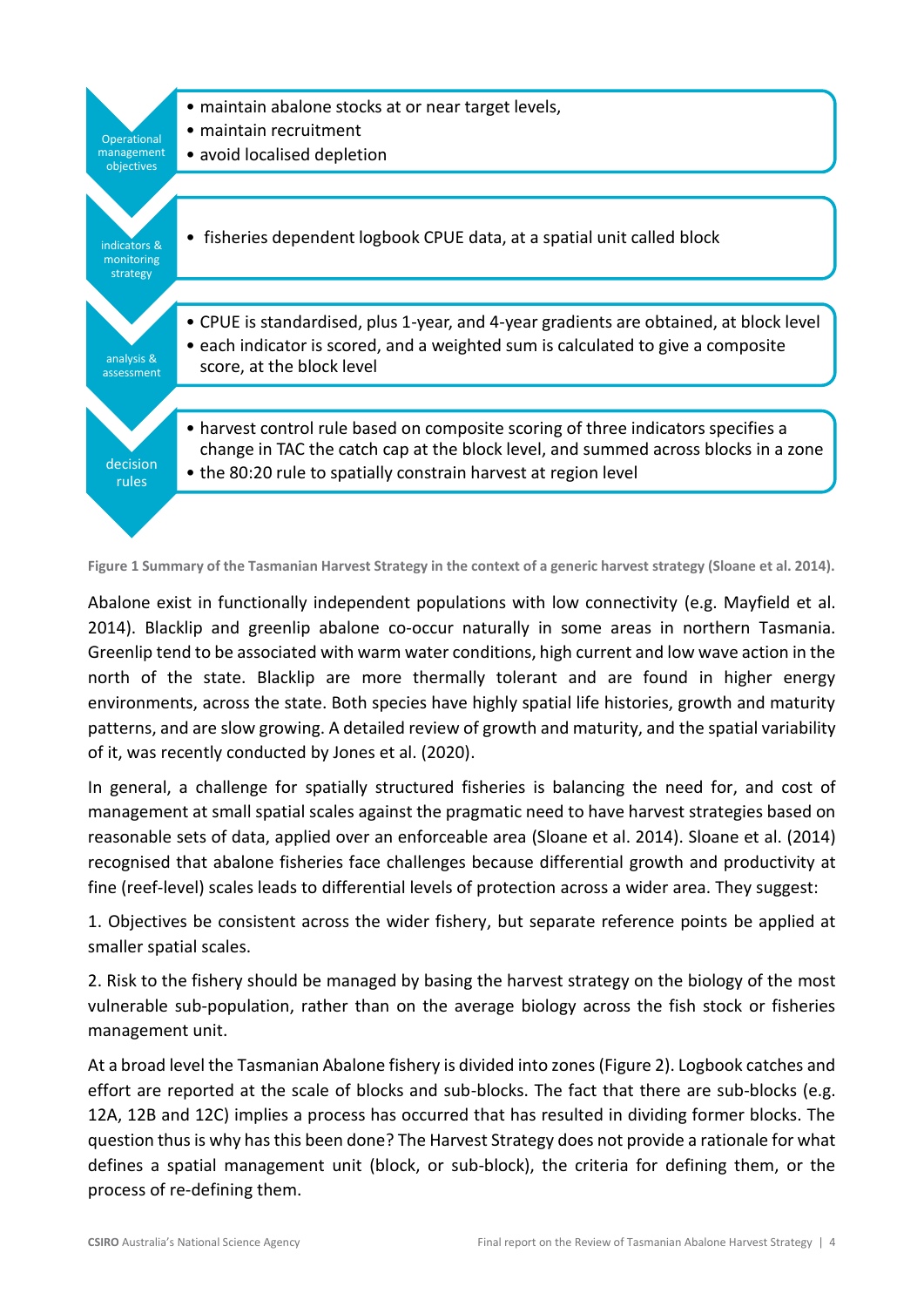| | |
|---|---|
| Operational management objectives | • maintain abalone stocks at or near target levels,<br>• maintain recruitment<br>• avoid localised depletion |
| indicators & monitoring strategy | • fisheries dependent logbook CPUE data, at a spatial unit called block |
| analysis & assessment | • CPUE is standardised, plus 1-year, and 4-year gradients are obtained, at block level<br>• each indicator is scored, and a weighted sum is calculated to give a composite score, at the block level |
| decision rules | • harvest control rule based on composite scoring of three indicators specifies a change in TAC the catch cap at the block level, and summed across blocks in a zone<br>• the 80:20 rule to spatially constrain harvest at region level |

**Figure 1 Summary of the Tasmanian Harvest Strategy in the context of a generic harvest strategy (Sloane et al. 2014).**

Abalone exist in functionally independent populations with low connectivity (e.g. Mayfield et al. 2014). Blacklip and greenlip abalone co-occur naturally in some areas in northern Tasmania. Greenlip tend to be associated with warm water conditions, high current and low wave action in the north of the state. Blacklip are more thermally tolerant and are found in higher energy environments, across the state. Both species have highly spatial life histories, growth and maturity patterns, and are slow growing. A detailed review of growth and maturity, and the spatial variability of it, was recently conducted by Jones et al. (2020).

In general, a challenge for spatially structured fisheries is balancing the need for, and cost of management at small spatial scales against the pragmatic need to have harvest strategies based on reasonable sets of data, applied over an enforceable area (Sloane et al. 2014). Sloane et al. (2014) recognised that abalone fisheries face challenges because differential growth and productivity at fine (reef-level) scales leads to differential levels of protection across a wider area. They suggest:

1. Objectives be consistent across the wider fishery, but separate reference points be applied at smaller spatial scales.

2. Risk to the fishery should be managed by basing the harvest strategy on the biology of the most vulnerable sub-population, rather than on the average biology across the fish stock or fisheries management unit.

At a broad level the Tasmanian Abalone fishery is divided into zones (Figure 2). Logbook catches and effort are reported at the scale of blocks and sub-blocks. The fact that there are sub-blocks (e.g. 12A, 12B and 12C) implies a process has occurred that has resulted in dividing former blocks. The question thus is why has this been done? The Harvest Strategy does not provide a rationale for what defines a spatial management unit (block, or sub-block), the criteria for defining them, or the process of re-defining them.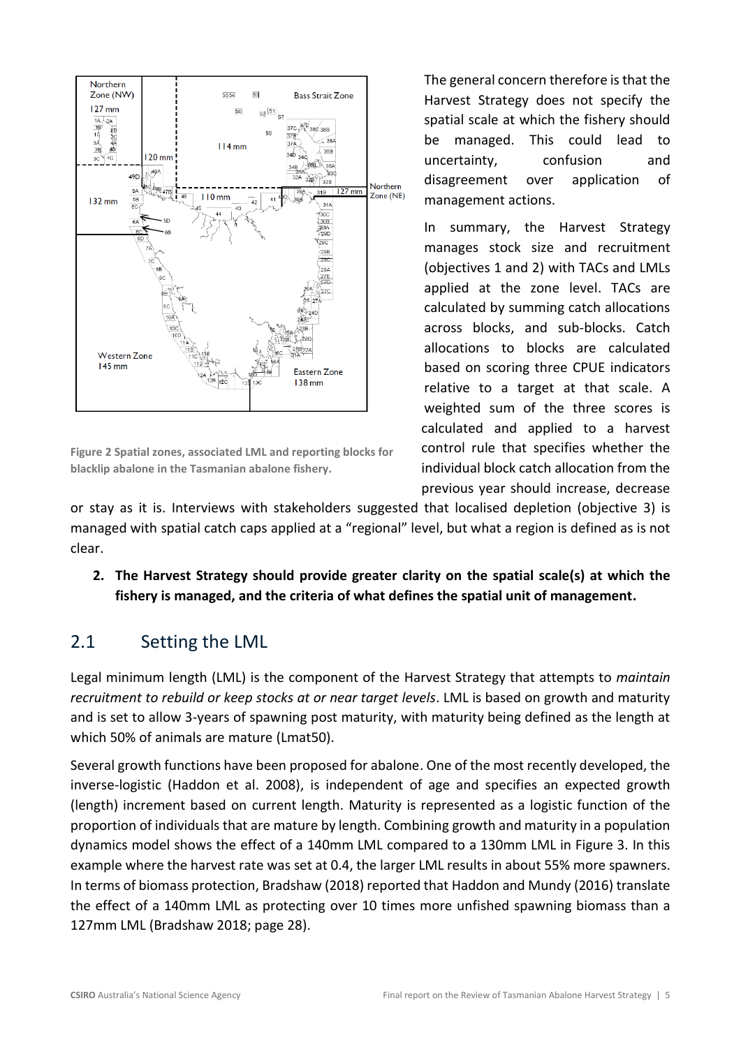Figure 2 Spatial zones, associated LML and reporting blocks for blacklip abalone in the Tasmanian abalone fishery.

The general concern therefore is that the Harvest Strategy does not specify the spatial scale at which the fishery should be managed. This could lead to uncertainty, confusion and disagreement over application of management actions.

In summary, the Harvest Strategy manages stock size and recruitment (objectives 1 and 2) with TACs and LMLs applied at the zone level. TACs are calculated by summing catch allocations across blocks, and sub-blocks. Catch allocations to blocks are calculated based on scoring three CPUE indicators relative to a target at that scale. A weighted sum of the three scores is calculated and applied to a harvest control rule that specifies whether the individual block catch allocation from the previous year should increase, decrease or stay as it is. Interviews with stakeholders suggested that localised depletion (objective 3) is managed with spatial catch caps applied at a "regional" level, but what a region is defined as is not clear.

2. **The Harvest Strategy should provide greater clarity on the spatial scale(s) at which the fishery is managed, and the criteria of what defines the spatial unit of management.**

## 2.1 Setting the LML

Legal minimum length (LML) is the component of the Harvest Strategy that attempts to *maintain recruitment to rebuild or keep stocks at or near target levels*. LML is based on growth and maturity and is set to allow 3-years of spawning post maturity, with maturity being defined as the length at which 50% of animals are mature (Lmat50).

Several growth functions have been proposed for abalone. One of the most recently developed, the inverse-logistic (Haddon et al. 2008), is independent of age and specifies an expected growth (length) increment based on current length. Maturity is represented as a logistic function of the proportion of individuals that are mature by length. Combining growth and maturity in a population dynamics model shows the effect of a 140mm LML compared to a 130mm LML in Figure 3. In this example where the harvest rate was set at 0.4, the larger LML results in about 55% more spawners. In terms of biomass protection, Bradshaw (2018) reported that Haddon and Mundy (2016) translate the effect of a 140mm LML as protecting over 10 times more unfished spawning biomass than a 127mm LML (Bradshaw 2018; page 28).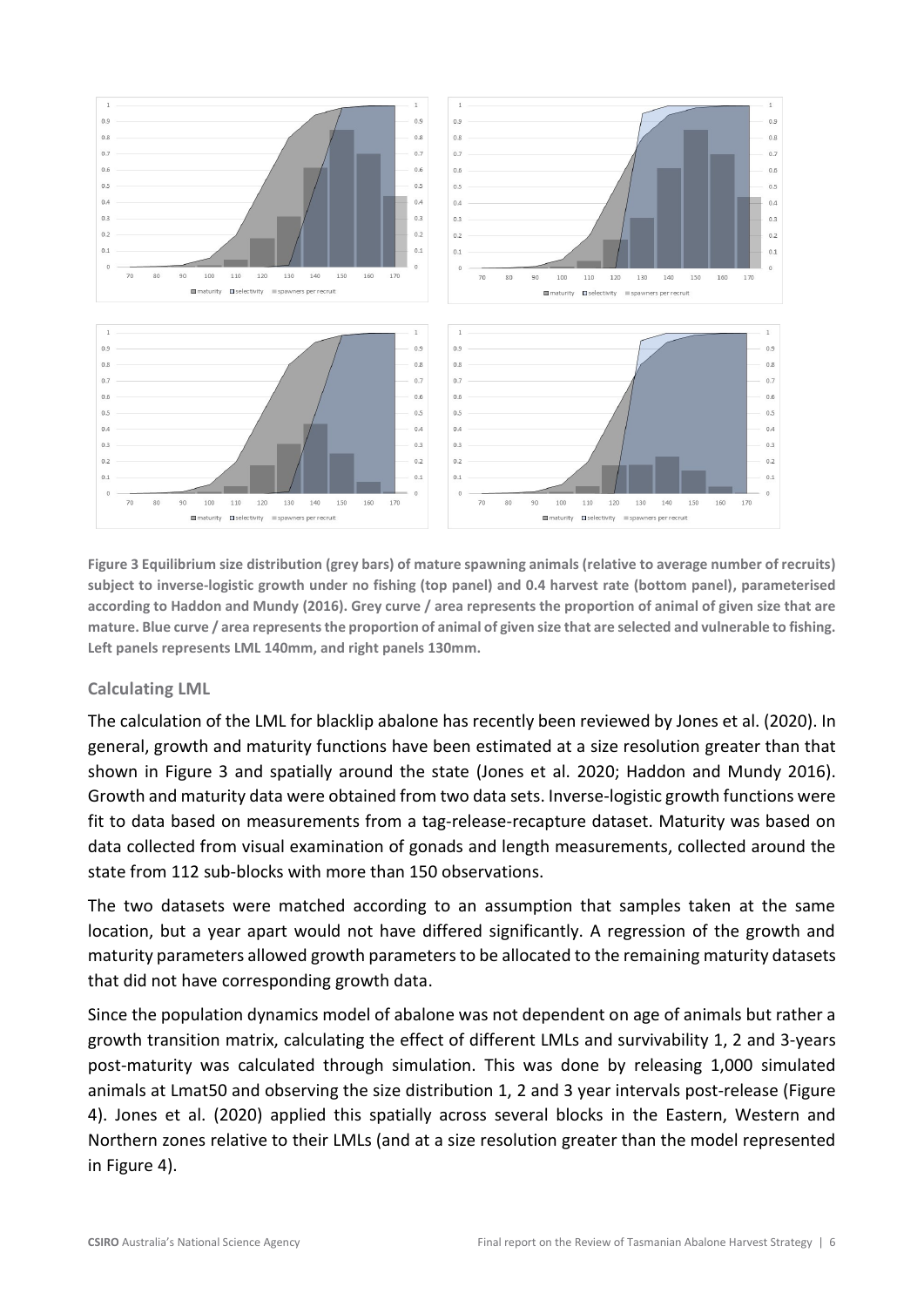**Figure 3 Equilibrium size distribution (grey bars) of mature spawning animals (relative to average number of recruits) subject to inverse-logistic growth under no fishing (top panel) and 0.4 harvest rate (bottom panel), parameterised according to Haddon and Mundy (2016). Grey curve / area represents the proportion of animal of given size that are mature. Blue curve / area represents the proportion of animal of given size that are selected and vulnerable to fishing. Left panels represents LML 140mm, and right panels 130mm.**

### Calculating LML

The calculation of the LML for blacklip abalone has recently been reviewed by Jones et al. (2020). In general, growth and maturity functions have been estimated at a size resolution greater than that shown in Figure 3 and spatially around the state (Jones et al. 2020; Haddon and Mundy 2016). Growth and maturity data were obtained from two data sets. Inverse-logistic growth functions were fit to data based on measurements from a tag-release-recapture dataset. Maturity was based on data collected from visual examination of gonads and length measurements, collected around the state from 112 sub-blocks with more than 150 observations.

The two datasets were matched according to an assumption that samples taken at the same location, but a year apart would not have differed significantly. A regression of the growth and maturity parameters allowed growth parameters to be allocated to the remaining maturity datasets that did not have corresponding growth data.

Since the population dynamics model of abalone was not dependent on age of animals but rather a growth transition matrix, calculating the effect of different LMLs and survivability 1, 2 and 3-years post-maturity was calculated through simulation. This was done by releasing 1,000 simulated animals at Lmat50 and observing the size distribution 1, 2 and 3 year intervals post-release (Figure 4). Jones et al. (2020) applied this spatially across several blocks in the Eastern, Western and Northern zones relative to their LMLs (and at a size resolution greater than the model represented in Figure 4).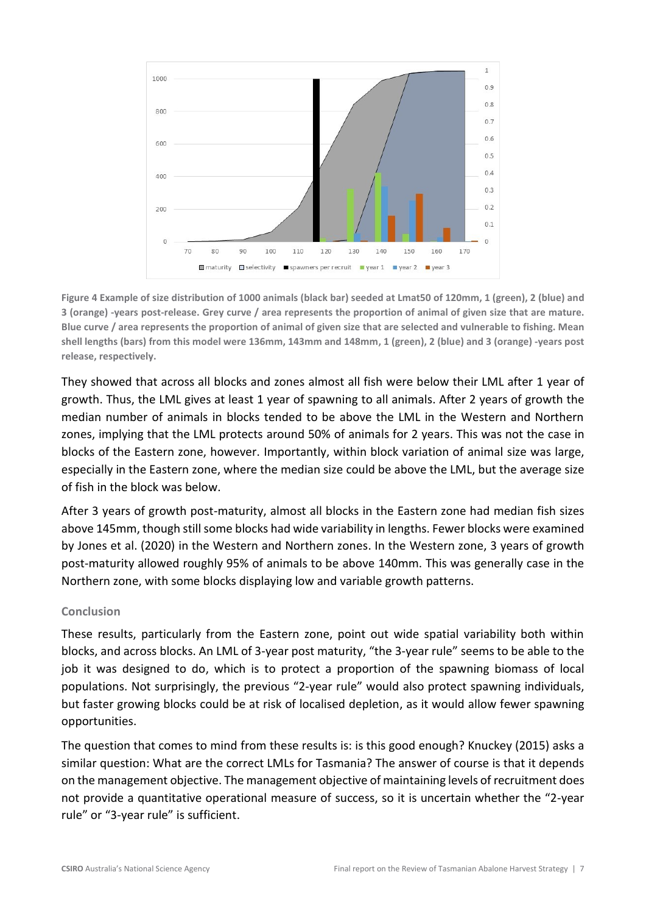**Figure 4 Example of size distribution of 1000 animals (black bar) seeded at Lmat50 of 120mm, 1 (green), 2 (blue) and 3 (orange) -years post-release. Grey curve / area represents the proportion of animal of given size that are mature. Blue curve / area represents the proportion of animal of given size that are selected and vulnerable to fishing. Mean shell lengths (bars) from this model were 136mm, 143mm and 148mm, 1 (green), 2 (blue) and 3 (orange) -years post release, respectively.**

They showed that across all blocks and zones almost all fish were below their LML after 1 year of growth. Thus, the LML gives at least 1 year of spawning to all animals. After 2 years of growth the median number of animals in blocks tended to be above the LML in the Western and Northern zones, implying that the LML protects around 50% of animals for 2 years. This was not the case in blocks of the Eastern zone, however. Importantly, within block variation of animal size was large, especially in the Eastern zone, where the median size could be above the LML, but the average size of fish in the block was below.

After 3 years of growth post-maturity, almost all blocks in the Eastern zone had median fish sizes above 145mm, though still some blocks had wide variability in lengths. Fewer blocks were examined by Jones et al. (2020) in the Western and Northern zones. In the Western zone, 3 years of growth post-maturity allowed roughly 95% of animals to be above 140mm. This was generally case in the Northern zone, with some blocks displaying low and variable growth patterns.

### Conclusion

These results, particularly from the Eastern zone, point out wide spatial variability both within blocks, and across blocks. An LML of 3-year post maturity, "the 3-year rule" seems to be able to the job it was designed to do, which is to protect a proportion of the spawning biomass of local populations. Not surprisingly, the previous "2-year rule" would also protect spawning individuals, but faster growing blocks could be at risk of localised depletion, as it would allow fewer spawning opportunities.

The question that comes to mind from these results is: is this good enough? Knuckey (2015) asks a similar question: What are the correct LMLs for Tasmania? The answer of course is that it depends on the management objective. The management objective of maintaining levels of recruitment does not provide a quantitative operational measure of success, so it is uncertain whether the "2-year rule" or "3-year rule" is sufficient.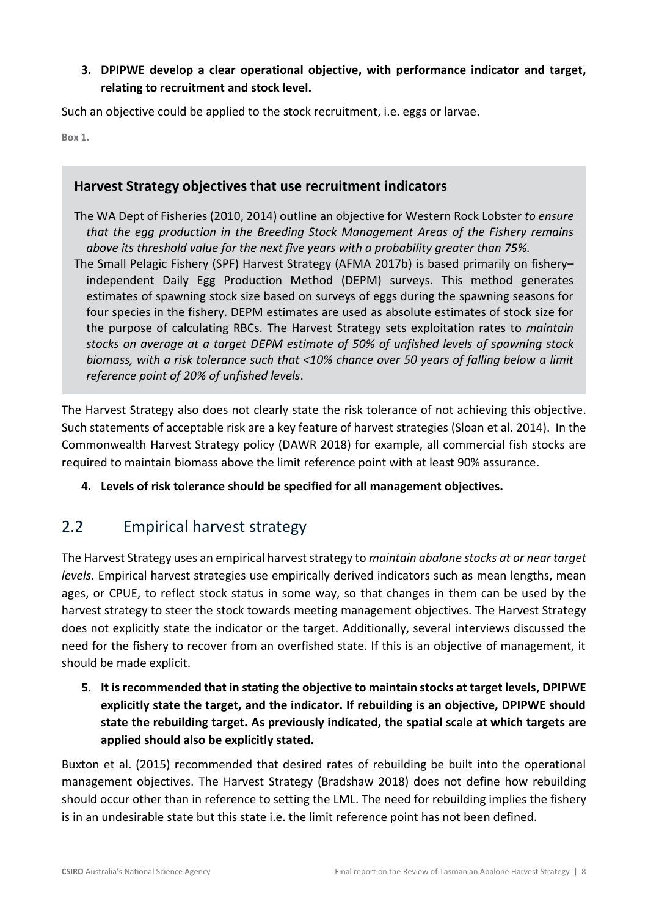**3. DPIPWE develop a clear operational objective, with performance indicator and target, relating to recruitment and stock level.**

Such an objective could be applied to the stock recruitment, i.e. eggs or larvae.

Box 1.

> **Harvest Strategy objectives that use recruitment indicators**
>
> The WA Dept of Fisheries (2010, 2014) outline an objective for Western Rock Lobster *to ensure that the egg production in the Breeding Stock Management Areas of the Fishery remains above its threshold value for the next five years with a probability greater than 75%.*
>
> The Small Pelagic Fishery (SPF) Harvest Strategy (AFMA 2017b) is based primarily on fishery–independent Daily Egg Production Method (DEPM) surveys. This method generates estimates of spawning stock size based on surveys of eggs during the spawning seasons for four species in the fishery. DEPM estimates are used as absolute estimates of stock size for the purpose of calculating RBCs. The Harvest Strategy sets exploitation rates to *maintain stocks on average at a target DEPM estimate of 50% of unfished levels of spawning stock biomass, with a risk tolerance such that <10% chance over 50 years of falling below a limit reference point of 20% of unfished levels*.

The Harvest Strategy also does not clearly state the risk tolerance of not achieving this objective. Such statements of acceptable risk are a key feature of harvest strategies (Sloan et al. 2014). In the Commonwealth Harvest Strategy policy (DAWR 2018) for example, all commercial fish stocks are required to maintain biomass above the limit reference point with at least 90% assurance.

**4. Levels of risk tolerance should be specified for all management objectives.**

## 2.2 Empirical harvest strategy

The Harvest Strategy uses an empirical harvest strategy to *maintain abalone stocks at or near target levels*. Empirical harvest strategies use empirically derived indicators such as mean lengths, mean ages, or CPUE, to reflect stock status in some way, so that changes in them can be used by the harvest strategy to steer the stock towards meeting management objectives. The Harvest Strategy does not explicitly state the indicator or the target. Additionally, several interviews discussed the need for the fishery to recover from an overfished state. If this is an objective of management, it should be made explicit.

**5. It is recommended that in stating the objective to maintain stocks at target levels, DPIPWE explicitly state the target, and the indicator. If rebuilding is an objective, DPIPWE should state the rebuilding target. As previously indicated, the spatial scale at which targets are applied should also be explicitly stated.**

Buxton et al. (2015) recommended that desired rates of rebuilding be built into the operational management objectives. The Harvest Strategy (Bradshaw 2018) does not define how rebuilding should occur other than in reference to setting the LML. The need for rebuilding implies the fishery is in an undesirable state but this state i.e. the limit reference point has not been defined.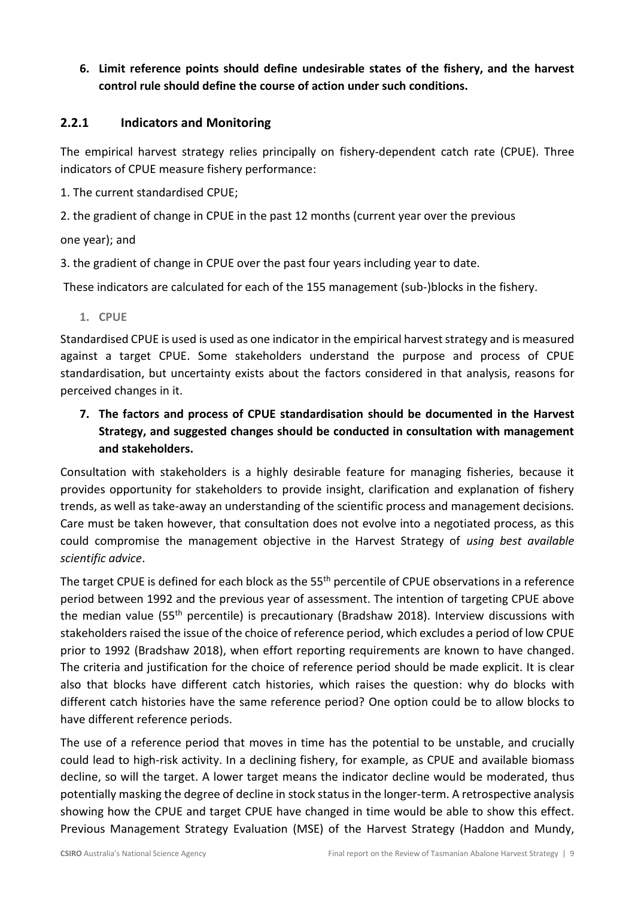**6. Limit reference points should define undesirable states of the fishery, and the harvest control rule should define the course of action under such conditions.**

### 2.2.1 Indicators and Monitoring

The empirical harvest strategy relies principally on fishery-dependent catch rate (CPUE). Three indicators of CPUE measure fishery performance:

1. The current standardised CPUE;

2. the gradient of change in CPUE in the past 12 months (current year over the previous one year); and

3. the gradient of change in CPUE over the past four years including year to date.

These indicators are calculated for each of the 155 management (sub-)blocks in the fishery.

1. CPUE

Standardised CPUE is used is used as one indicator in the empirical harvest strategy and is measured against a target CPUE. Some stakeholders understand the purpose and process of CPUE standardisation, but uncertainty exists about the factors considered in that analysis, reasons for perceived changes in it.

**7. The factors and process of CPUE standardisation should be documented in the Harvest Strategy, and suggested changes should be conducted in consultation with management and stakeholders.**

Consultation with stakeholders is a highly desirable feature for managing fisheries, because it provides opportunity for stakeholders to provide insight, clarification and explanation of fishery trends, as well as take-away an understanding of the scientific process and management decisions. Care must be taken however, that consultation does not evolve into a negotiated process, as this could compromise the management objective in the Harvest Strategy of *using best available scientific advice*.

The target CPUE is defined for each block as the 55th percentile of CPUE observations in a reference period between 1992 and the previous year of assessment. The intention of targeting CPUE above the median value (55th percentile) is precautionary (Bradshaw 2018). Interview discussions with stakeholders raised the issue of the choice of reference period, which excludes a period of low CPUE prior to 1992 (Bradshaw 2018), when effort reporting requirements are known to have changed. The criteria and justification for the choice of reference period should be made explicit. It is clear also that blocks have different catch histories, which raises the question: why do blocks with different catch histories have the same reference period? One option could be to allow blocks to have different reference periods.

The use of a reference period that moves in time has the potential to be unstable, and crucially could lead to high-risk activity. In a declining fishery, for example, as CPUE and available biomass decline, so will the target. A lower target means the indicator decline would be moderated, thus potentially masking the degree of decline in stock status in the longer-term. A retrospective analysis showing how the CPUE and target CPUE have changed in time would be able to show this effect. Previous Management Strategy Evaluation (MSE) of the Harvest Strategy (Haddon and Mundy,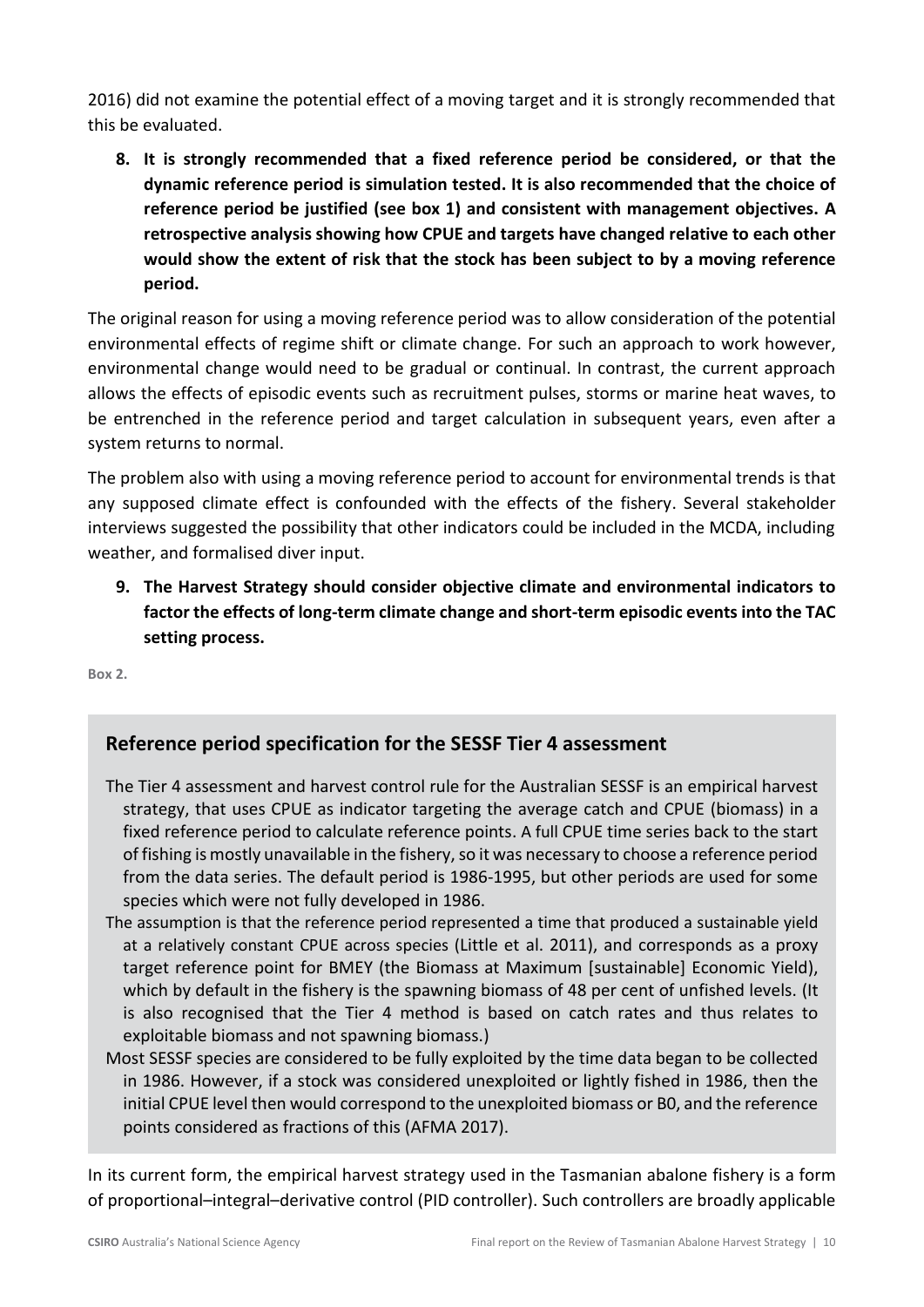2016) did not examine the potential effect of a moving target and it is strongly recommended that this be evaluated.

**8. It is strongly recommended that a fixed reference period be considered, or that the dynamic reference period is simulation tested. It is also recommended that the choice of reference period be justified (see box 1) and consistent with management objectives. A retrospective analysis showing how CPUE and targets have changed relative to each other would show the extent of risk that the stock has been subject to by a moving reference period.**

The original reason for using a moving reference period was to allow consideration of the potential environmental effects of regime shift or climate change. For such an approach to work however, environmental change would need to be gradual or continual. In contrast, the current approach allows the effects of episodic events such as recruitment pulses, storms or marine heat waves, to be entrenched in the reference period and target calculation in subsequent years, even after a system returns to normal.

The problem also with using a moving reference period to account for environmental trends is that any supposed climate effect is confounded with the effects of the fishery. Several stakeholder interviews suggested the possibility that other indicators could be included in the MCDA, including weather, and formalised diver input.

**9. The Harvest Strategy should consider objective climate and environmental indicators to factor the effects of long-term climate change and short-term episodic events into the TAC setting process.**

Box 2.

## Reference period specification for the SESSF Tier 4 assessment

The Tier 4 assessment and harvest control rule for the Australian SESSF is an empirical harvest strategy, that uses CPUE as indicator targeting the average catch and CPUE (biomass) in a fixed reference period to calculate reference points. A full CPUE time series back to the start of fishing is mostly unavailable in the fishery, so it was necessary to choose a reference period from the data series. The default period is 1986-1995, but other periods are used for some species which were not fully developed in 1986.

The assumption is that the reference period represented a time that produced a sustainable yield at a relatively constant CPUE across species (Little et al. 2011), and corresponds as a proxy target reference point for BMEY (the Biomass at Maximum [sustainable] Economic Yield), which by default in the fishery is the spawning biomass of 48 per cent of unfished levels. (It is also recognised that the Tier 4 method is based on catch rates and thus relates to exploitable biomass and not spawning biomass.)

Most SESSF species are considered to be fully exploited by the time data began to be collected in 1986. However, if a stock was considered unexploited or lightly fished in 1986, then the initial CPUE level then would correspond to the unexploited biomass or B0, and the reference points considered as fractions of this (AFMA 2017).

In its current form, the empirical harvest strategy used in the Tasmanian abalone fishery is a form of proportional–integral–derivative control (PID controller). Such controllers are broadly applicable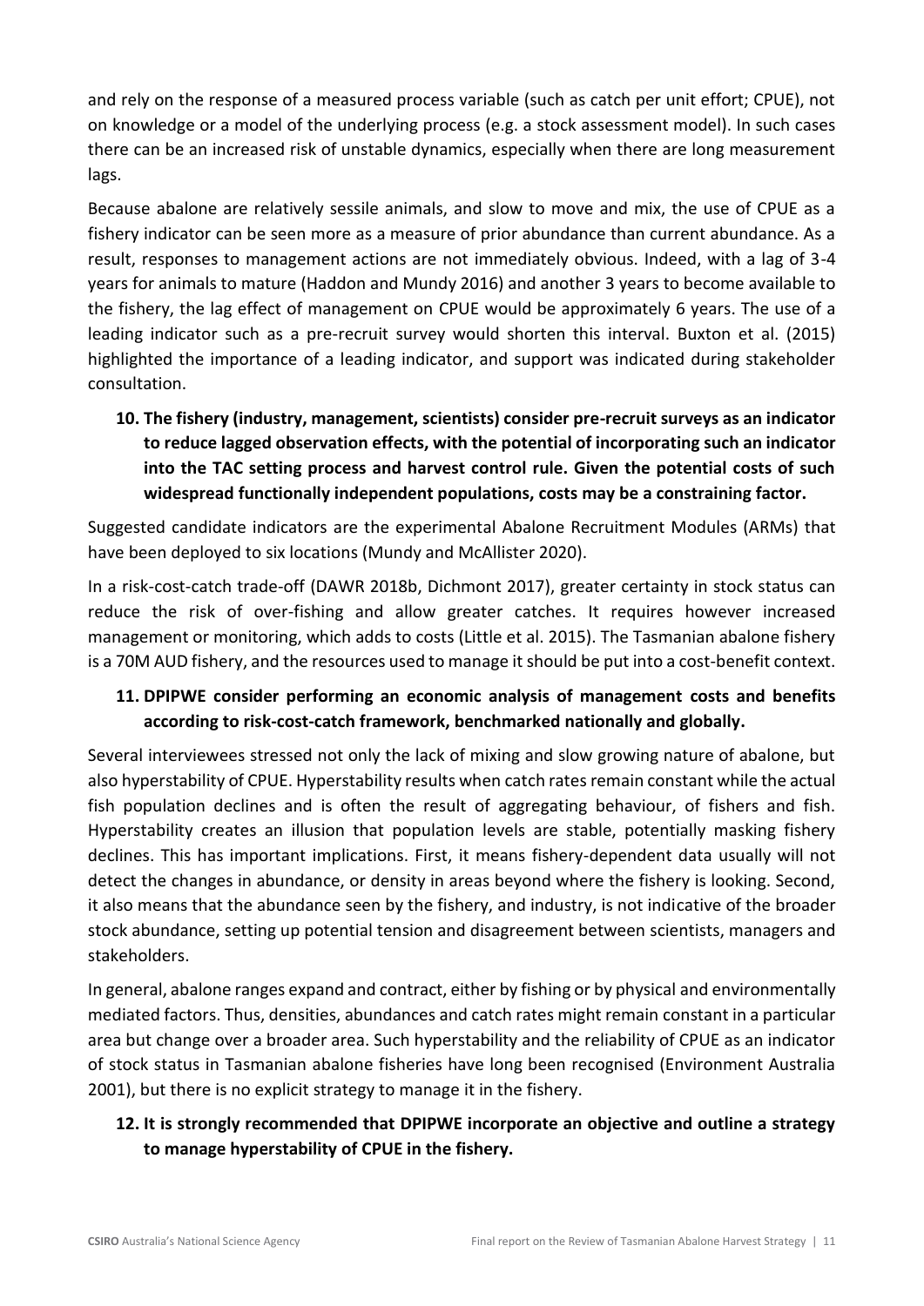and rely on the response of a measured process variable (such as catch per unit effort; CPUE), not on knowledge or a model of the underlying process (e.g. a stock assessment model). In such cases there can be an increased risk of unstable dynamics, especially when there are long measurement lags.

Because abalone are relatively sessile animals, and slow to move and mix, the use of CPUE as a fishery indicator can be seen more as a measure of prior abundance than current abundance. As a result, responses to management actions are not immediately obvious. Indeed, with a lag of 3-4 years for animals to mature (Haddon and Mundy 2016) and another 3 years to become available to the fishery, the lag effect of management on CPUE would be approximately 6 years. The use of a leading indicator such as a pre-recruit survey would shorten this interval. Buxton et al. (2015) highlighted the importance of a leading indicator, and support was indicated during stakeholder consultation.

10. **The fishery (industry, management, scientists) consider pre-recruit surveys as an indicator to reduce lagged observation effects, with the potential of incorporating such an indicator into the TAC setting process and harvest control rule. Given the potential costs of such widespread functionally independent populations, costs may be a constraining factor.**

Suggested candidate indicators are the experimental Abalone Recruitment Modules (ARMs) that have been deployed to six locations (Mundy and McAllister 2020).

In a risk-cost-catch trade-off (DAWR 2018b, Dichmont 2017), greater certainty in stock status can reduce the risk of over-fishing and allow greater catches. It requires however increased management or monitoring, which adds to costs (Little et al. 2015). The Tasmanian abalone fishery is a 70M AUD fishery, and the resources used to manage it should be put into a cost-benefit context.

11. **DPIPWE consider performing an economic analysis of management costs and benefits according to risk-cost-catch framework, benchmarked nationally and globally.**

Several interviewees stressed not only the lack of mixing and slow growing nature of abalone, but also hyperstability of CPUE. Hyperstability results when catch rates remain constant while the actual fish population declines and is often the result of aggregating behaviour, of fishers and fish. Hyperstability creates an illusion that population levels are stable, potentially masking fishery declines. This has important implications. First, it means fishery-dependent data usually will not detect the changes in abundance, or density in areas beyond where the fishery is looking. Second, it also means that the abundance seen by the fishery, and industry, is not indicative of the broader stock abundance, setting up potential tension and disagreement between scientists, managers and stakeholders.

In general, abalone ranges expand and contract, either by fishing or by physical and environmentally mediated factors. Thus, densities, abundances and catch rates might remain constant in a particular area but change over a broader area. Such hyperstability and the reliability of CPUE as an indicator of stock status in Tasmanian abalone fisheries have long been recognised (Environment Australia 2001), but there is no explicit strategy to manage it in the fishery.

12. **It is strongly recommended that DPIPWE incorporate an objective and outline a strategy to manage hyperstability of CPUE in the fishery.**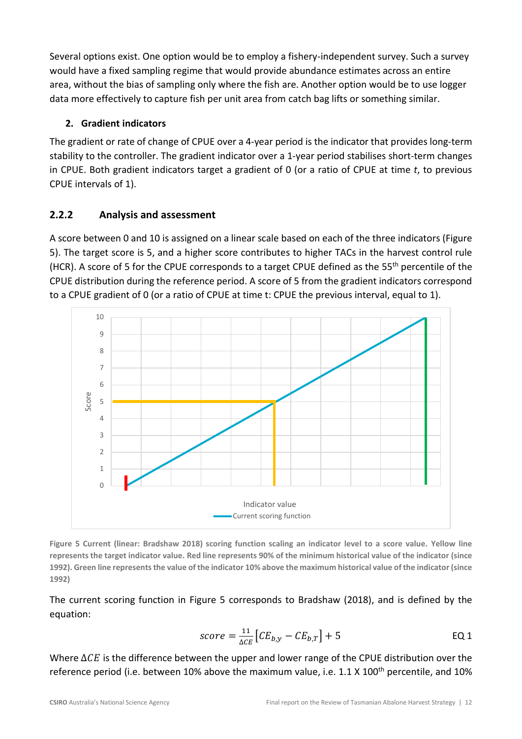Several options exist. One option would be to employ a fishery-independent survey. Such a survey would have a fixed sampling regime that would provide abundance estimates across an entire area, without the bias of sampling only where the fish are. Another option would be to use logger data more effectively to capture fish per unit area from catch bag lifts or something similar.

**2. Gradient indicators**

The gradient or rate of change of CPUE over a 4-year period is the indicator that provides long-term stability to the controller. The gradient indicator over a 1-year period stabilises short-term changes in CPUE. Both gradient indicators target a gradient of 0 (or a ratio of CPUE at time *t*, to previous CPUE intervals of 1).

### 2.2.2 Analysis and assessment

A score between 0 and 10 is assigned on a linear scale based on each of the three indicators (Figure 5). The target score is 5, and a higher score contributes to higher TACs in the harvest control rule (HCR). A score of 5 for the CPUE corresponds to a target CPUE defined as the 55th percentile of the CPUE distribution during the reference period. A score of 5 from the gradient indicators correspond to a CPUE gradient of 0 (or a ratio of CPUE at time t: CPUE the previous interval, equal to 1).

**Figure 5 Current (linear: Bradshaw 2018) scoring function scaling an indicator level to a score value. Yellow line represents the target indicator value. Red line represents 90% of the minimum historical value of the indicator (since 1992). Green line represents the value of the indicator 10% above the maximum historical value of the indicator (since 1992)**

The current scoring function in Figure 5 corresponds to Bradshaw (2018), and is defined by the equation:

$$score = \frac{11}{\Delta CE}\left[CE_{b,y} - CE_{b,T}\right] + 5 \qquad \text{EQ 1}$$

Where $\Delta CE$ is the difference between the upper and lower range of the CPUE distribution over the reference period (i.e. between 10% above the maximum value, i.e. 1.1 X 100th percentile, and 10%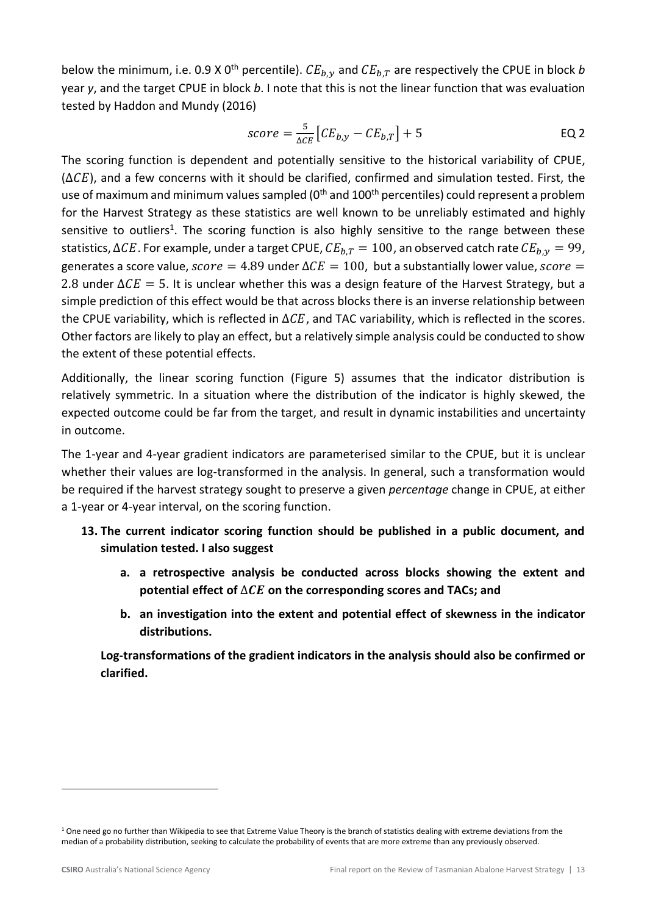below the minimum, i.e. 0.9 X 0th percentile). $CE_{b,y}$ and $CE_{b,T}$ are respectively the CPUE in block *b* year *y*, and the target CPUE in block *b*. I note that this is not the linear function that was evaluation tested by Haddon and Mundy (2016)

$$score = \frac{5}{\Delta CE}\left[CE_{b,y} - CE_{b,T}\right] + 5 \qquad \text{EQ 2}$$

The scoring function is dependent and potentially sensitive to the historical variability of CPUE, ($\Delta CE$), and a few concerns with it should be clarified, confirmed and simulation tested. First, the use of maximum and minimum values sampled (0th and 100th percentiles) could represent a problem for the Harvest Strategy as these statistics are well known to be unreliably estimated and highly sensitive to outliers[1]. The scoring function is also highly sensitive to the range between these statistics, $\Delta CE$. For example, under a target CPUE, $CE_{b,T} = 100$, an observed catch rate $CE_{b,y} = 99$, generates a score value, $score = 4.89$ under $\Delta CE = 100$, but a substantially lower value, $score = 2.8$ under $\Delta CE = 5$. It is unclear whether this was a design feature of the Harvest Strategy, but a simple prediction of this effect would be that across blocks there is an inverse relationship between the CPUE variability, which is reflected in $\Delta CE$, and TAC variability, which is reflected in the scores. Other factors are likely to play an effect, but a relatively simple analysis could be conducted to show the extent of these potential effects.

Additionally, the linear scoring function (Figure 5) assumes that the indicator distribution is relatively symmetric. In a situation where the distribution of the indicator is highly skewed, the expected outcome could be far from the target, and result in dynamic instabilities and uncertainty in outcome.

The 1-year and 4-year gradient indicators are parameterised similar to the CPUE, but it is unclear whether their values are log-transformed in the analysis. In general, such a transformation would be required if the harvest strategy sought to preserve a given *percentage* change in CPUE, at either a 1-year or 4-year interval, on the scoring function.

13. **The current indicator scoring function should be published in a public document, and simulation tested. I also suggest**
    a. **a retrospective analysis be conducted across blocks showing the extent and potential effect of $\Delta CE$ on the corresponding scores and TACs; and**
    b. **an investigation into the extent and potential effect of skewness in the indicator distributions.**

    **Log-transformations of the gradient indicators in the analysis should also be confirmed or clarified.**

[1] One need go no further than Wikipedia to see that Extreme Value Theory is the branch of statistics dealing with extreme deviations from the median of a probability distribution, seeking to calculate the probability of events that are more extreme than any previously observed.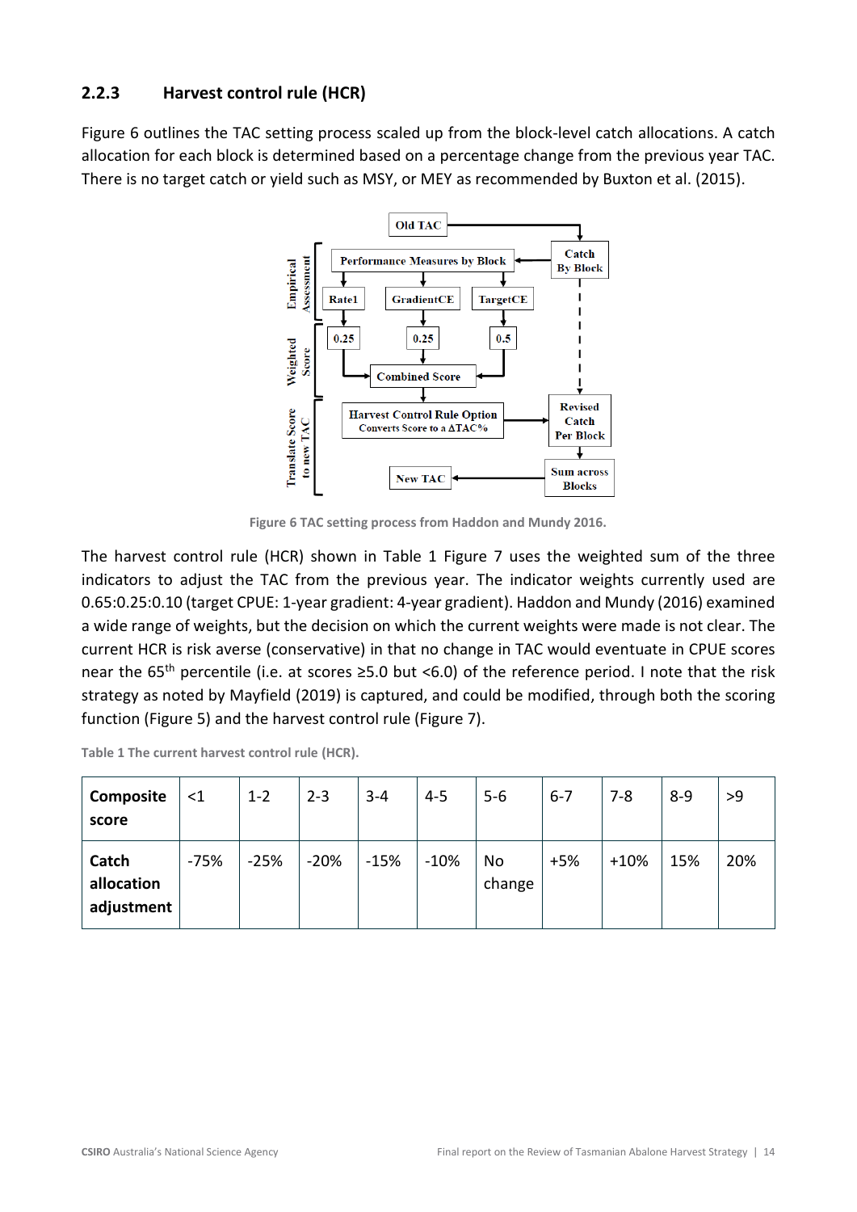### 2.2.3 Harvest control rule (HCR)

Figure 6 outlines the TAC setting process scaled up from the block-level catch allocations. A catch allocation for each block is determined based on a percentage change from the previous year TAC. There is no target catch or yield such as MSY, or MEY as recommended by Buxton et al. (2015).

Figure 6 TAC setting process from Haddon and Mundy 2016.

The harvest control rule (HCR) shown in Table 1 Figure 7 uses the weighted sum of the three indicators to adjust the TAC from the previous year. The indicator weights currently used are 0.65:0.25:0.10 (target CPUE: 1-year gradient: 4-year gradient). Haddon and Mundy (2016) examined a wide range of weights, but the decision on which the current weights were made is not clear. The current HCR is risk averse (conservative) in that no change in TAC would eventuate in CPUE scores near the 65th percentile (i.e. at scores ≥5.0 but <6.0) of the reference period. I note that the risk strategy as noted by Mayfield (2019) is captured, and could be modified, through both the scoring function (Figure 5) and the harvest control rule (Figure 7).

Table 1 The current harvest control rule (HCR).

| Composite score | <1 | 1-2 | 2-3 | 3-4 | 4-5 | 5-6 | 6-7 | 7-8 | 8-9 | >9 |
|---|---|---|---|---|---|---|---|---|---|---|
| Catch allocation adjustment | -75% | -25% | -20% | -15% | -10% | No change | +5% | +10% | 15% | 20% |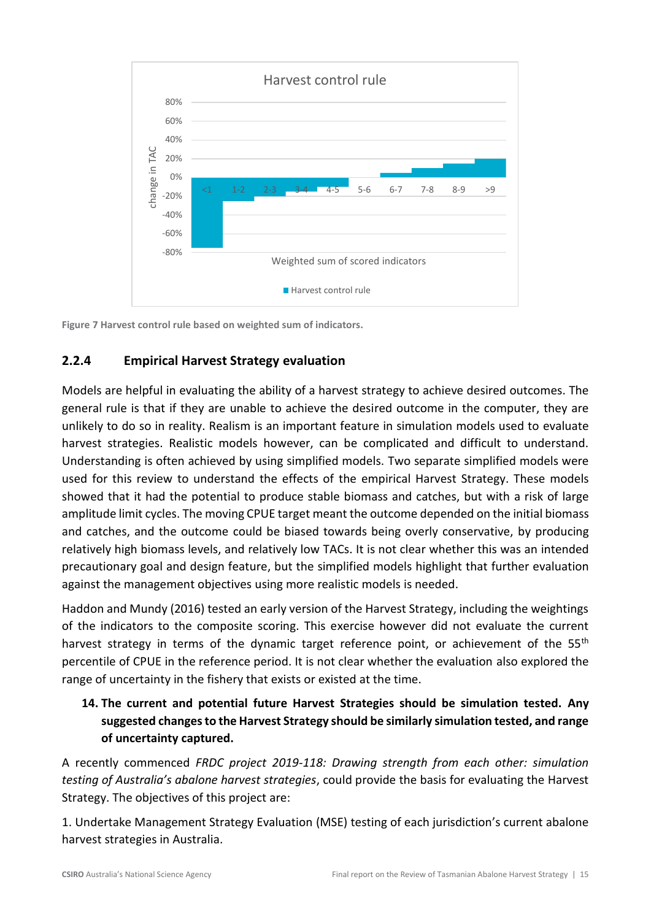Figure 7 Harvest control rule based on weighted sum of indicators.

### 2.2.4 Empirical Harvest Strategy evaluation

Models are helpful in evaluating the ability of a harvest strategy to achieve desired outcomes. The general rule is that if they are unable to achieve the desired outcome in the computer, they are unlikely to do so in reality. Realism is an important feature in simulation models used to evaluate harvest strategies. Realistic models however, can be complicated and difficult to understand. Understanding is often achieved by using simplified models. Two separate simplified models were used for this review to understand the effects of the empirical Harvest Strategy. These models showed that it had the potential to produce stable biomass and catches, but with a risk of large amplitude limit cycles. The moving CPUE target meant the outcome depended on the initial biomass and catches, and the outcome could be biased towards being overly conservative, by producing relatively high biomass levels, and relatively low TACs. It is not clear whether this was an intended precautionary goal and design feature, but the simplified models highlight that further evaluation against the management objectives using more realistic models is needed.

Haddon and Mundy (2016) tested an early version of the Harvest Strategy, including the weightings of the indicators to the composite scoring. This exercise however did not evaluate the current harvest strategy in terms of the dynamic target reference point, or achievement of the 55th percentile of CPUE in the reference period. It is not clear whether the evaluation also explored the range of uncertainty in the fishery that exists or existed at the time.

14. **The current and potential future Harvest Strategies should be simulation tested. Any suggested changes to the Harvest Strategy should be similarly simulation tested, and range of uncertainty captured.**

A recently commenced *FRDC project 2019-118: Drawing strength from each other: simulation testing of Australia's abalone harvest strategies*, could provide the basis for evaluating the Harvest Strategy. The objectives of this project are:

1. Undertake Management Strategy Evaluation (MSE) testing of each jurisdiction's current abalone harvest strategies in Australia.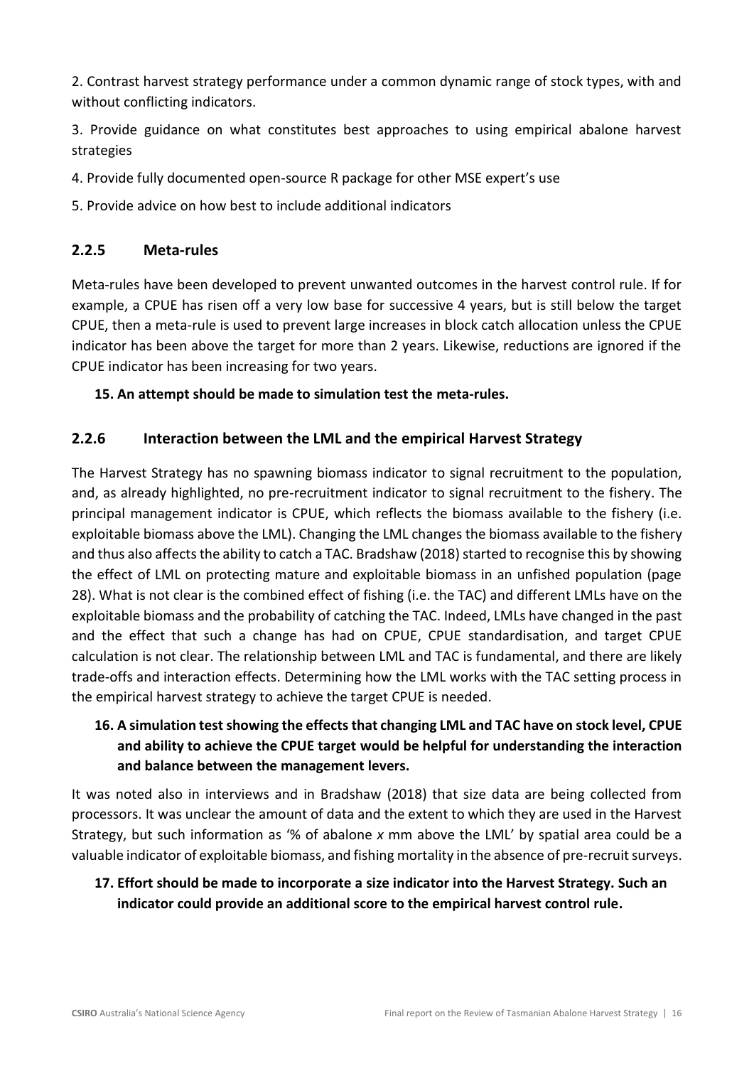2. Contrast harvest strategy performance under a common dynamic range of stock types, with and without conflicting indicators.

3. Provide guidance on what constitutes best approaches to using empirical abalone harvest strategies

4. Provide fully documented open-source R package for other MSE expert's use

5. Provide advice on how best to include additional indicators

### 2.2.5 Meta-rules

Meta-rules have been developed to prevent unwanted outcomes in the harvest control rule. If for example, a CPUE has risen off a very low base for successive 4 years, but is still below the target CPUE, then a meta-rule is used to prevent large increases in block catch allocation unless the CPUE indicator has been above the target for more than 2 years. Likewise, reductions are ignored if the CPUE indicator has been increasing for two years.

**15. An attempt should be made to simulation test the meta-rules.**

### 2.2.6 Interaction between the LML and the empirical Harvest Strategy

The Harvest Strategy has no spawning biomass indicator to signal recruitment to the population, and, as already highlighted, no pre-recruitment indicator to signal recruitment to the fishery. The principal management indicator is CPUE, which reflects the biomass available to the fishery (i.e. exploitable biomass above the LML). Changing the LML changes the biomass available to the fishery and thus also affects the ability to catch a TAC. Bradshaw (2018) started to recognise this by showing the effect of LML on protecting mature and exploitable biomass in an unfished population (page 28). What is not clear is the combined effect of fishing (i.e. the TAC) and different LMLs have on the exploitable biomass and the probability of catching the TAC. Indeed, LMLs have changed in the past and the effect that such a change has had on CPUE, CPUE standardisation, and target CPUE calculation is not clear. The relationship between LML and TAC is fundamental, and there are likely trade-offs and interaction effects. Determining how the LML works with the TAC setting process in the empirical harvest strategy to achieve the target CPUE is needed.

**16. A simulation test showing the effects that changing LML and TAC have on stock level, CPUE and ability to achieve the CPUE target would be helpful for understanding the interaction and balance between the management levers.**

It was noted also in interviews and in Bradshaw (2018) that size data are being collected from processors. It was unclear the amount of data and the extent to which they are used in the Harvest Strategy, but such information as '% of abalone *x* mm above the LML' by spatial area could be a valuable indicator of exploitable biomass, and fishing mortality in the absence of pre-recruit surveys.

**17. Effort should be made to incorporate a size indicator into the Harvest Strategy. Such an indicator could provide an additional score to the empirical harvest control rule.**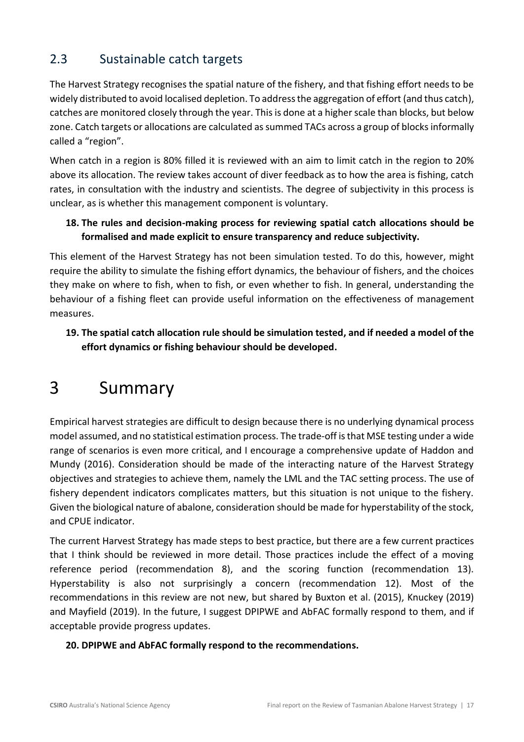## 2.3 Sustainable catch targets

The Harvest Strategy recognises the spatial nature of the fishery, and that fishing effort needs to be widely distributed to avoid localised depletion. To address the aggregation of effort (and thus catch), catches are monitored closely through the year. This is done at a higher scale than blocks, but below zone. Catch targets or allocations are calculated as summed TACs across a group of blocks informally called a "region".

When catch in a region is 80% filled it is reviewed with an aim to limit catch in the region to 20% above its allocation. The review takes account of diver feedback as to how the area is fishing, catch rates, in consultation with the industry and scientists. The degree of subjectivity in this process is unclear, as is whether this management component is voluntary.

18. **The rules and decision-making process for reviewing spatial catch allocations should be formalised and made explicit to ensure transparency and reduce subjectivity.**

This element of the Harvest Strategy has not been simulation tested. To do this, however, might require the ability to simulate the fishing effort dynamics, the behaviour of fishers, and the choices they make on where to fish, when to fish, or even whether to fish. In general, understanding the behaviour of a fishing fleet can provide useful information on the effectiveness of management measures.

19. **The spatial catch allocation rule should be simulation tested, and if needed a model of the effort dynamics or fishing behaviour should be developed.**

# 3 Summary

Empirical harvest strategies are difficult to design because there is no underlying dynamical process model assumed, and no statistical estimation process. The trade-off is that MSE testing under a wide range of scenarios is even more critical, and I encourage a comprehensive update of Haddon and Mundy (2016). Consideration should be made of the interacting nature of the Harvest Strategy objectives and strategies to achieve them, namely the LML and the TAC setting process. The use of fishery dependent indicators complicates matters, but this situation is not unique to the fishery. Given the biological nature of abalone, consideration should be made for hyperstability of the stock, and CPUE indicator.

The current Harvest Strategy has made steps to best practice, but there are a few current practices that I think should be reviewed in more detail. Those practices include the effect of a moving reference period (recommendation 8), and the scoring function (recommendation 13). Hyperstability is also not surprisingly a concern (recommendation 12). Most of the recommendations in this review are not new, but shared by Buxton et al. (2015), Knuckey (2019) and Mayfield (2019). In the future, I suggest DPIPWE and AbFAC formally respond to them, and if acceptable provide progress updates.

20. **DPIPWE and AbFAC formally respond to the recommendations.**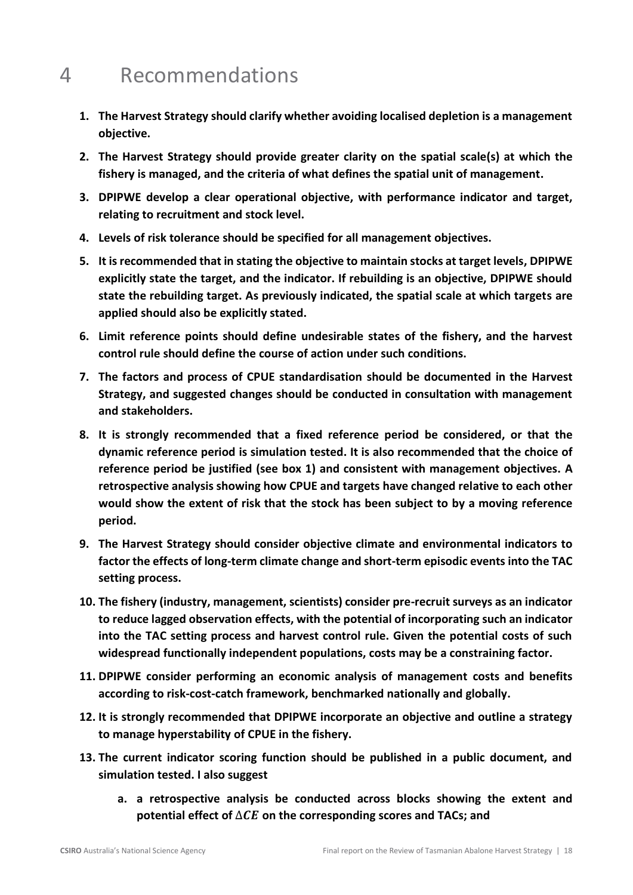# 4 Recommendations

1. **The Harvest Strategy should clarify whether avoiding localised depletion is a management objective.**
2. **The Harvest Strategy should provide greater clarity on the spatial scale(s) at which the fishery is managed, and the criteria of what defines the spatial unit of management.**
3. **DPIPWE develop a clear operational objective, with performance indicator and target, relating to recruitment and stock level.**
4. **Levels of risk tolerance should be specified for all management objectives.**
5. **It is recommended that in stating the objective to maintain stocks at target levels, DPIPWE explicitly state the target, and the indicator. If rebuilding is an objective, DPIPWE should state the rebuilding target. As previously indicated, the spatial scale at which targets are applied should also be explicitly stated.**
6. **Limit reference points should define undesirable states of the fishery, and the harvest control rule should define the course of action under such conditions.**
7. **The factors and process of CPUE standardisation should be documented in the Harvest Strategy, and suggested changes should be conducted in consultation with management and stakeholders.**
8. **It is strongly recommended that a fixed reference period be considered, or that the dynamic reference period is simulation tested. It is also recommended that the choice of reference period be justified (see box 1) and consistent with management objectives. A retrospective analysis showing how CPUE and targets have changed relative to each other would show the extent of risk that the stock has been subject to by a moving reference period.**
9. **The Harvest Strategy should consider objective climate and environmental indicators to factor the effects of long-term climate change and short-term episodic events into the TAC setting process.**
10. **The fishery (industry, management, scientists) consider pre-recruit surveys as an indicator to reduce lagged observation effects, with the potential of incorporating such an indicator into the TAC setting process and harvest control rule. Given the potential costs of such widespread functionally independent populations, costs may be a constraining factor.**
11. **DPIPWE consider performing an economic analysis of management costs and benefits according to risk-cost-catch framework, benchmarked nationally and globally.**
12. **It is strongly recommended that DPIPWE incorporate an objective and outline a strategy to manage hyperstability of CPUE in the fishery.**
13. **The current indicator scoring function should be published in a public document, and simulation tested. I also suggest**
    a. **a retrospective analysis be conducted across blocks showing the extent and potential effect of $\Delta CE$ on the corresponding scores and TACs; and**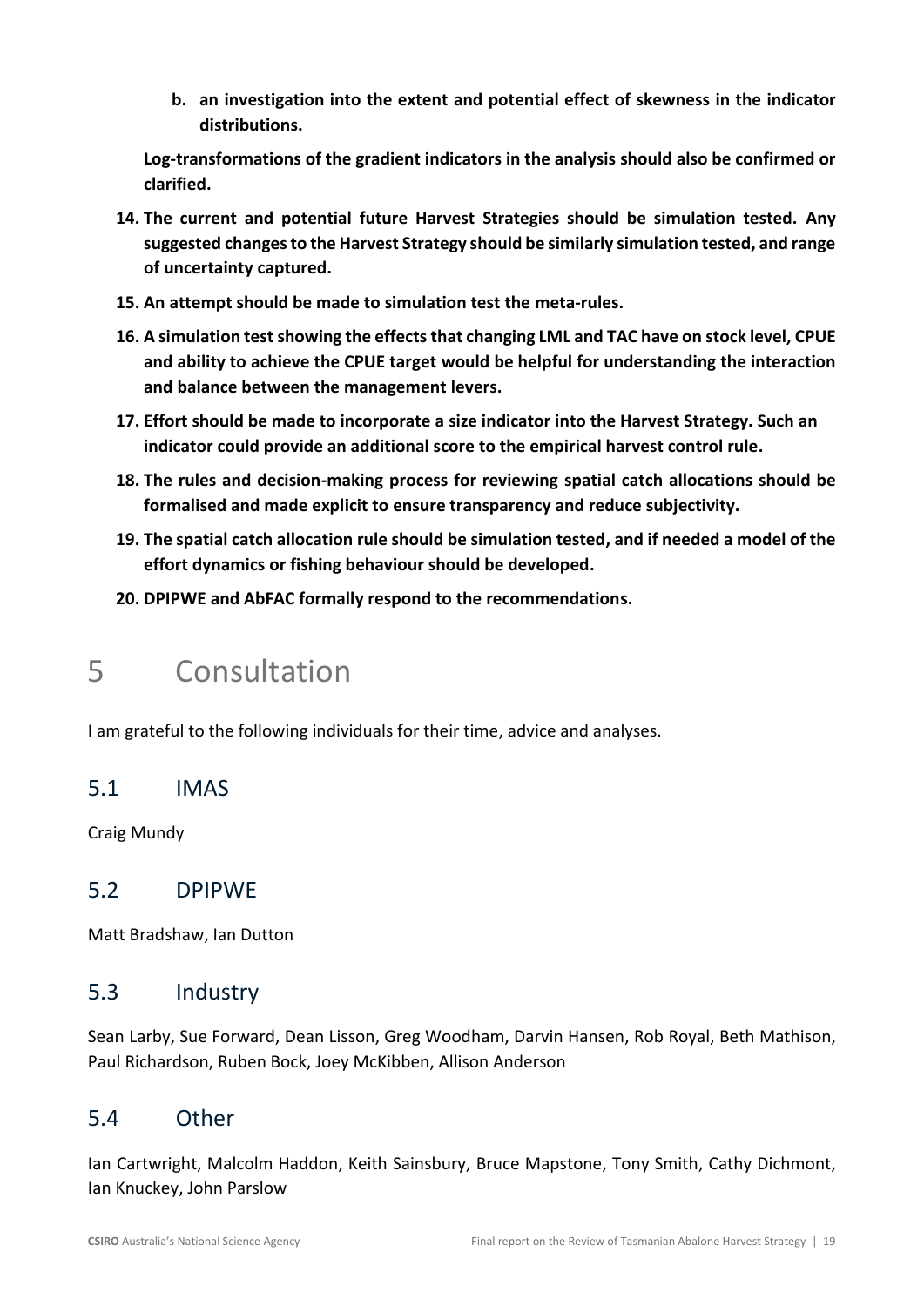**b. an investigation into the extent and potential effect of skewness in the indicator distributions.**

**Log-transformations of the gradient indicators in the analysis should also be confirmed or clarified.**

14. **The current and potential future Harvest Strategies should be simulation tested. Any suggested changes to the Harvest Strategy should be similarly simulation tested, and range of uncertainty captured.**
15. **An attempt should be made to simulation test the meta-rules.**
16. **A simulation test showing the effects that changing LML and TAC have on stock level, CPUE and ability to achieve the CPUE target would be helpful for understanding the interaction and balance between the management levers.**
17. **Effort should be made to incorporate a size indicator into the Harvest Strategy. Such an indicator could provide an additional score to the empirical harvest control rule.**
18. **The rules and decision-making process for reviewing spatial catch allocations should be formalised and made explicit to ensure transparency and reduce subjectivity.**
19. **The spatial catch allocation rule should be simulation tested, and if needed a model of the effort dynamics or fishing behaviour should be developed.**
20. **DPIPWE and AbFAC formally respond to the recommendations.**

# 5 Consultation

I am grateful to the following individuals for their time, advice and analyses.

## 5.1 IMAS

Craig Mundy

## 5.2 DPIPWE

Matt Bradshaw, Ian Dutton

## 5.3 Industry

Sean Larby, Sue Forward, Dean Lisson, Greg Woodham, Darvin Hansen, Rob Royal, Beth Mathison, Paul Richardson, Ruben Bock, Joey McKibben, Allison Anderson

## 5.4 Other

Ian Cartwright, Malcolm Haddon, Keith Sainsbury, Bruce Mapstone, Tony Smith, Cathy Dichmont, Ian Knuckey, John Parslow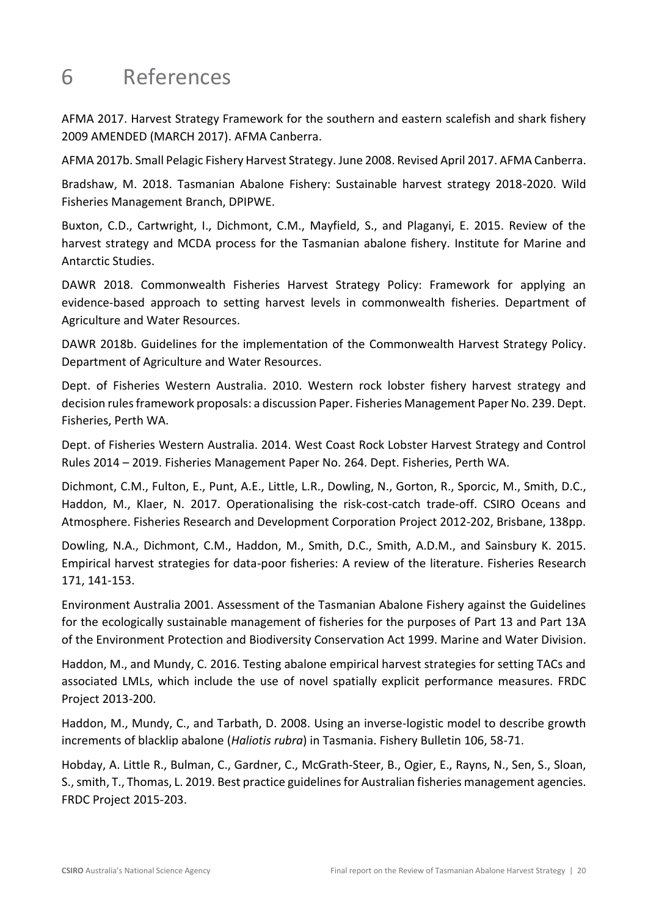# 6 References

AFMA 2017. Harvest Strategy Framework for the southern and eastern scalefish and shark fishery 2009 AMENDED (MARCH 2017). AFMA Canberra.

AFMA 2017b. Small Pelagic Fishery Harvest Strategy. June 2008. Revised April 2017. AFMA Canberra.

Bradshaw, M. 2018. Tasmanian Abalone Fishery: Sustainable harvest strategy 2018-2020. Wild Fisheries Management Branch, DPIPWE.

Buxton, C.D., Cartwright, I., Dichmont, C.M., Mayfield, S., and Plaganyi, E. 2015. Review of the harvest strategy and MCDA process for the Tasmanian abalone fishery. Institute for Marine and Antarctic Studies.

DAWR 2018. Commonwealth Fisheries Harvest Strategy Policy: Framework for applying an evidence-based approach to setting harvest levels in commonwealth fisheries. Department of Agriculture and Water Resources.

DAWR 2018b. Guidelines for the implementation of the Commonwealth Harvest Strategy Policy. Department of Agriculture and Water Resources.

Dept. of Fisheries Western Australia. 2010. Western rock lobster fishery harvest strategy and decision rules framework proposals: a discussion Paper. Fisheries Management Paper No. 239. Dept. Fisheries, Perth WA.

Dept. of Fisheries Western Australia. 2014. West Coast Rock Lobster Harvest Strategy and Control Rules 2014 – 2019. Fisheries Management Paper No. 264. Dept. Fisheries, Perth WA.

Dichmont, C.M., Fulton, E., Punt, A.E., Little, L.R., Dowling, N., Gorton, R., Sporcic, M., Smith, D.C., Haddon, M., Klaer, N. 2017. Operationalising the risk-cost-catch trade-off. CSIRO Oceans and Atmosphere. Fisheries Research and Development Corporation Project 2012-202, Brisbane, 138pp.

Dowling, N.A., Dichmont, C.M., Haddon, M., Smith, D.C., Smith, A.D.M., and Sainsbury K. 2015. Empirical harvest strategies for data-poor fisheries: A review of the literature. Fisheries Research 171, 141-153.

Environment Australia 2001. Assessment of the Tasmanian Abalone Fishery against the Guidelines for the ecologically sustainable management of fisheries for the purposes of Part 13 and Part 13A of the Environment Protection and Biodiversity Conservation Act 1999. Marine and Water Division.

Haddon, M., and Mundy, C. 2016. Testing abalone empirical harvest strategies for setting TACs and associated LMLs, which include the use of novel spatially explicit performance measures. FRDC Project 2013-200.

Haddon, M., Mundy, C., and Tarbath, D. 2008. Using an inverse-logistic model to describe growth increments of blacklip abalone (*Haliotis rubra*) in Tasmania. Fishery Bulletin 106, 58-71.

Hobday, A. Little R., Bulman, C., Gardner, C., McGrath-Steer, B., Ogier, E., Rayns, N., Sen, S., Sloan, S., smith, T., Thomas, L. 2019. Best practice guidelines for Australian fisheries management agencies. FRDC Project 2015-203.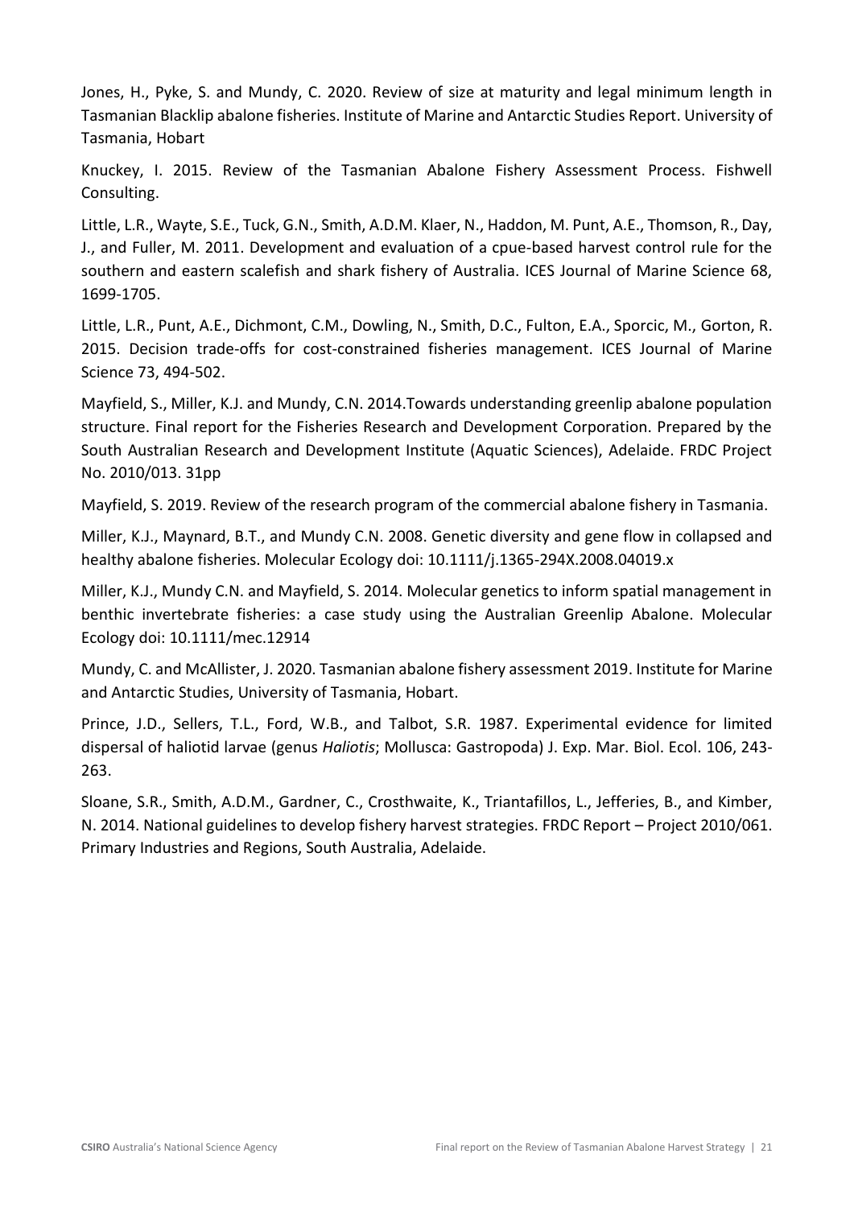Jones, H., Pyke, S. and Mundy, C. 2020. Review of size at maturity and legal minimum length in Tasmanian Blacklip abalone fisheries. Institute of Marine and Antarctic Studies Report. University of Tasmania, Hobart

Knuckey, I. 2015. Review of the Tasmanian Abalone Fishery Assessment Process. Fishwell Consulting.

Little, L.R., Wayte, S.E., Tuck, G.N., Smith, A.D.M. Klaer, N., Haddon, M. Punt, A.E., Thomson, R., Day, J., and Fuller, M. 2011. Development and evaluation of a cpue-based harvest control rule for the southern and eastern scalefish and shark fishery of Australia. ICES Journal of Marine Science 68, 1699-1705.

Little, L.R., Punt, A.E., Dichmont, C.M., Dowling, N., Smith, D.C., Fulton, E.A., Sporcic, M., Gorton, R. 2015. Decision trade-offs for cost-constrained fisheries management. ICES Journal of Marine Science 73, 494-502.

Mayfield, S., Miller, K.J. and Mundy, C.N. 2014.Towards understanding greenlip abalone population structure. Final report for the Fisheries Research and Development Corporation. Prepared by the South Australian Research and Development Institute (Aquatic Sciences), Adelaide. FRDC Project No. 2010/013. 31pp

Mayfield, S. 2019. Review of the research program of the commercial abalone fishery in Tasmania.

Miller, K.J., Maynard, B.T., and Mundy C.N. 2008. Genetic diversity and gene flow in collapsed and healthy abalone fisheries. Molecular Ecology doi: 10.1111/j.1365-294X.2008.04019.x

Miller, K.J., Mundy C.N. and Mayfield, S. 2014. Molecular genetics to inform spatial management in benthic invertebrate fisheries: a case study using the Australian Greenlip Abalone. Molecular Ecology doi: 10.1111/mec.12914

Mundy, C. and McAllister, J. 2020. Tasmanian abalone fishery assessment 2019. Institute for Marine and Antarctic Studies, University of Tasmania, Hobart.

Prince, J.D., Sellers, T.L., Ford, W.B., and Talbot, S.R. 1987. Experimental evidence for limited dispersal of haliotid larvae (genus *Haliotis*; Mollusca: Gastropoda) J. Exp. Mar. Biol. Ecol. 106, 243-263.

Sloane, S.R., Smith, A.D.M., Gardner, C., Crosthwaite, K., Triantafillos, L., Jefferies, B., and Kimber, N. 2014. National guidelines to develop fishery harvest strategies. FRDC Report – Project 2010/061. Primary Industries and Regions, South Australia, Adelaide.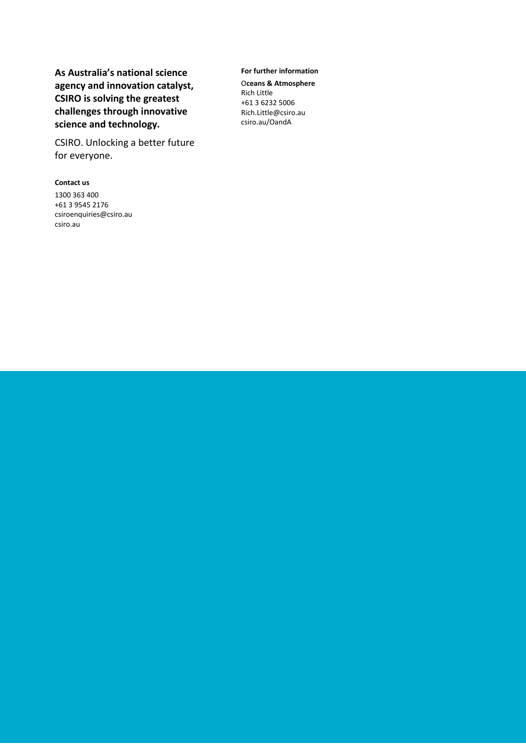**As Australia's national science agency and innovation catalyst, CSIRO is solving the greatest challenges through innovative science and technology.**

CSIRO. Unlocking a better future for everyone.

**Contact us**

1300 363 400
+61 3 9545 2176
csiroenquiries@csiro.au
csiro.au

**For further information**

**Oceans & Atmosphere**
Rich Little
+61 3 6232 5006
Rich.Little@csiro.au
csiro.au/OandA